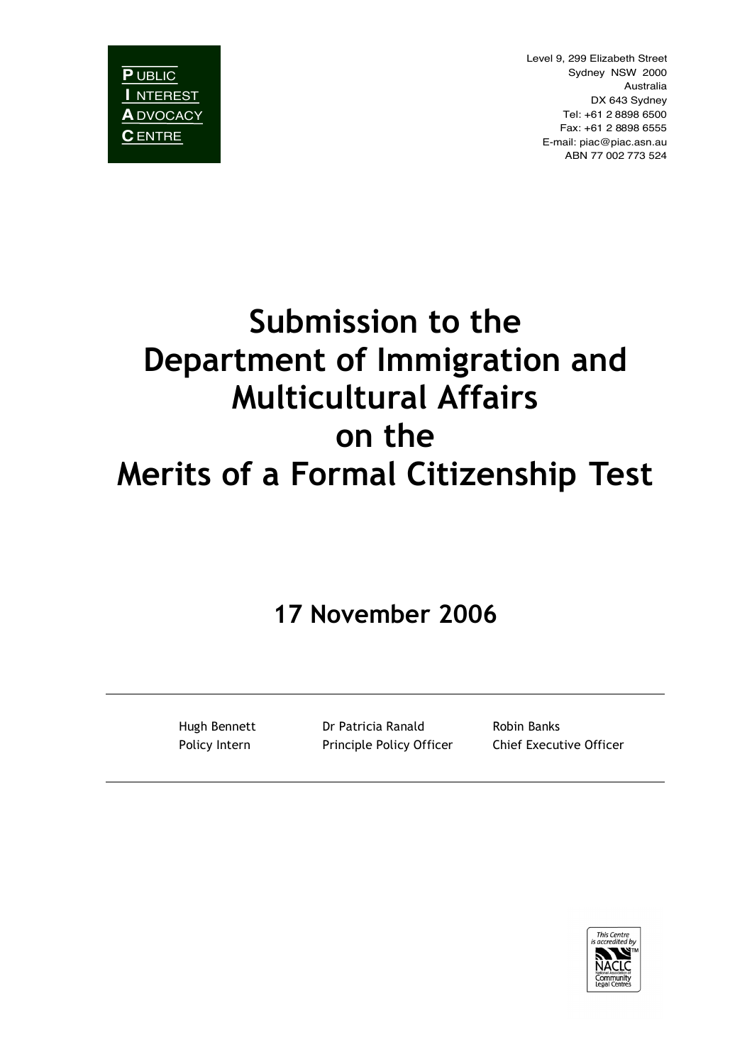PUBLIC INTEREST ADVOCACY CENTRE

Level 9, 299 Elizabeth Street
Sydney NSW 2000
Australia
DX 643 Sydney
Tel: +61 2 8898 6500
Fax: +61 2 8898 6555
E-mail: piac@piac.asn.au
ABN 77 002 773 524

# Submission to the Department of Immigration and Multicultural Affairs on the Merits of a Formal Citizenship Test

## 17 November 2006

| Hugh Bennett | Dr Patricia Ranald | Robin Banks |
|---|---|---|
| Policy Intern | Principle Policy Officer | Chief Executive Officer |

This Centre is accredited by NACLC National Association of Community Legal Centres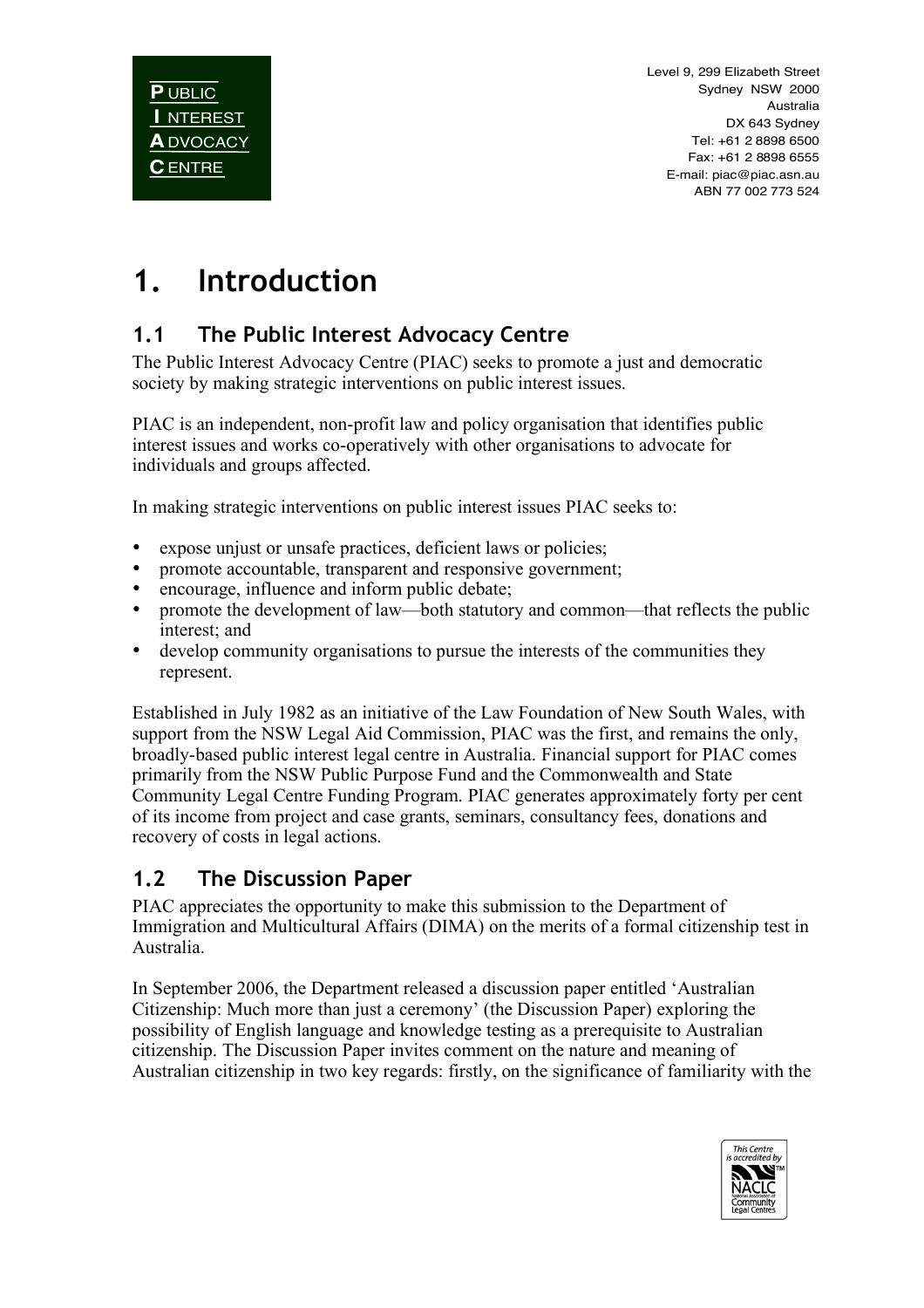# 1. Introduction

## 1.1 The Public Interest Advocacy Centre

The Public Interest Advocacy Centre (PIAC) seeks to promote a just and democratic society by making strategic interventions on public interest issues.

PIAC is an independent, non-profit law and policy organisation that identifies public interest issues and works co-operatively with other organisations to advocate for individuals and groups affected.

In making strategic interventions on public interest issues PIAC seeks to:

- expose unjust or unsafe practices, deficient laws or policies;
- promote accountable, transparent and responsive government;
- encourage, influence and inform public debate;
- promote the development of law—both statutory and common—that reflects the public interest; and
- develop community organisations to pursue the interests of the communities they represent.

Established in July 1982 as an initiative of the Law Foundation of New South Wales, with support from the NSW Legal Aid Commission, PIAC was the first, and remains the only, broadly-based public interest legal centre in Australia. Financial support for PIAC comes primarily from the NSW Public Purpose Fund and the Commonwealth and State Community Legal Centre Funding Program. PIAC generates approximately forty per cent of its income from project and case grants, seminars, consultancy fees, donations and recovery of costs in legal actions.

## 1.2 The Discussion Paper

PIAC appreciates the opportunity to make this submission to the Department of Immigration and Multicultural Affairs (DIMA) on the merits of a formal citizenship test in Australia.

In September 2006, the Department released a discussion paper entitled 'Australian Citizenship: Much more than just a ceremony' (the Discussion Paper) exploring the possibility of English language and knowledge testing as a prerequisite to Australian citizenship. The Discussion Paper invites comment on the nature and meaning of Australian citizenship in two key regards: firstly, on the significance of familiarity with the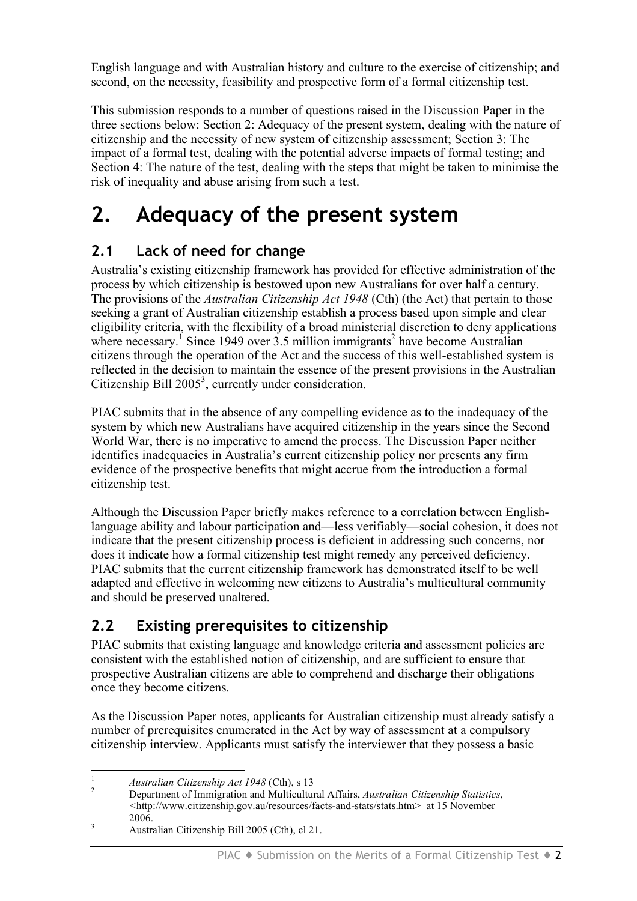English language and with Australian history and culture to the exercise of citizenship; and second, on the necessity, feasibility and prospective form of a formal citizenship test.

This submission responds to a number of questions raised in the Discussion Paper in the three sections below: Section 2: Adequacy of the present system, dealing with the nature of citizenship and the necessity of new system of citizenship assessment; Section 3: The impact of a formal test, dealing with the potential adverse impacts of formal testing; and Section 4: The nature of the test, dealing with the steps that might be taken to minimise the risk of inequality and abuse arising from such a test.

# 2. Adequacy of the present system

## 2.1 Lack of need for change

Australia's existing citizenship framework has provided for effective administration of the process by which citizenship is bestowed upon new Australians for over half a century. The provisions of the *Australian Citizenship Act 1948* (Cth) (the Act) that pertain to those seeking a grant of Australian citizenship establish a process based upon simple and clear eligibility criteria, with the flexibility of a broad ministerial discretion to deny applications where necessary.[1] Since 1949 over 3.5 million immigrants[2] have become Australian citizens through the operation of the Act and the success of this well-established system is reflected in the decision to maintain the essence of the present provisions in the Australian Citizenship Bill 2005[3], currently under consideration.

PIAC submits that in the absence of any compelling evidence as to the inadequacy of the system by which new Australians have acquired citizenship in the years since the Second World War, there is no imperative to amend the process. The Discussion Paper neither identifies inadequacies in Australia's current citizenship policy nor presents any firm evidence of the prospective benefits that might accrue from the introduction a formal citizenship test.

Although the Discussion Paper briefly makes reference to a correlation between English-language ability and labour participation and—less verifiably—social cohesion, it does not indicate that the present citizenship process is deficient in addressing such concerns, nor does it indicate how a formal citizenship test might remedy any perceived deficiency. PIAC submits that the current citizenship framework has demonstrated itself to be well adapted and effective in welcoming new citizens to Australia's multicultural community and should be preserved unaltered.

## 2.2 Existing prerequisites to citizenship

PIAC submits that existing language and knowledge criteria and assessment policies are consistent with the established notion of citizenship, and are sufficient to ensure that prospective Australian citizens are able to comprehend and discharge their obligations once they become citizens.

As the Discussion Paper notes, applicants for Australian citizenship must already satisfy a number of prerequisites enumerated in the Act by way of assessment at a compulsory citizenship interview. Applicants must satisfy the interviewer that they possess a basic

---

[1] *Australian Citizenship Act 1948* (Cth), s 13

[2] Department of Immigration and Multicultural Affairs, *Australian Citizenship Statistics*, <http://www.citizenship.gov.au/resources/facts-and-stats/stats.htm> at 15 November 2006.

[3] Australian Citizenship Bill 2005 (Cth), cl 21.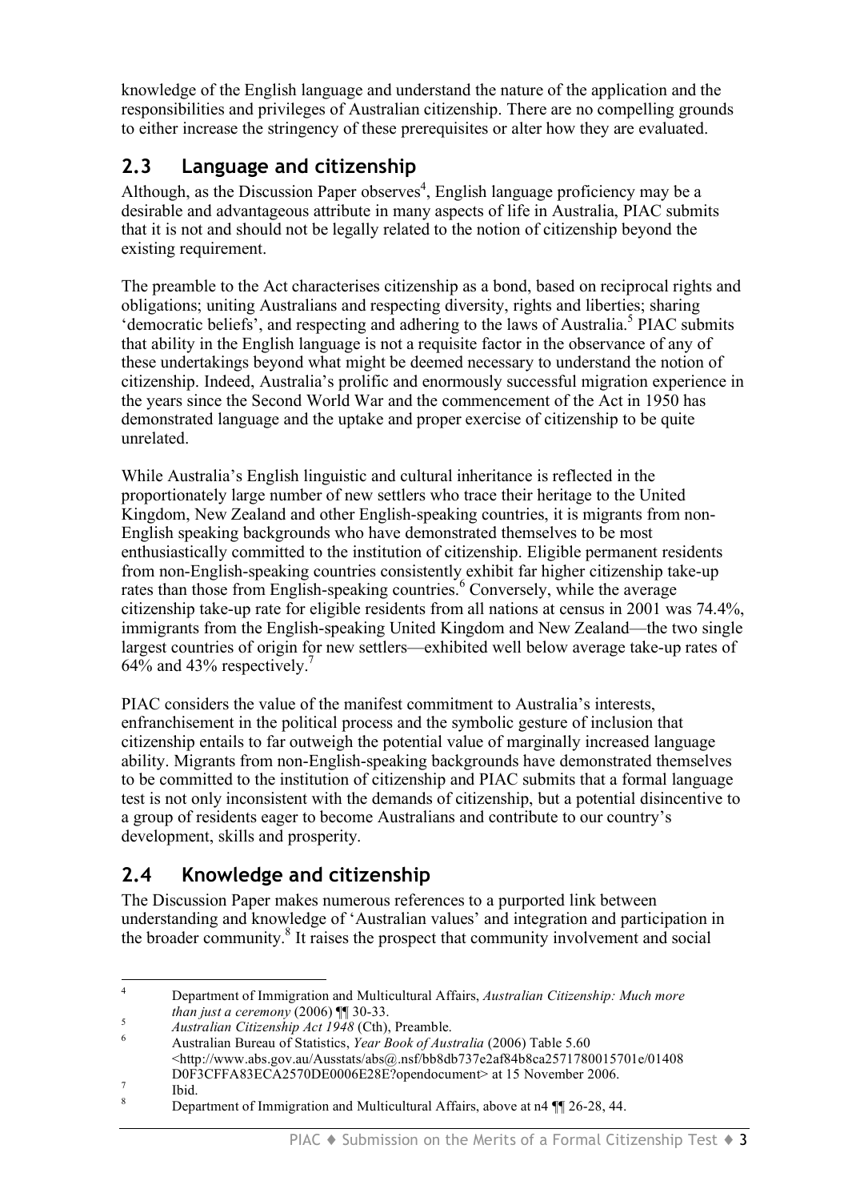knowledge of the English language and understand the nature of the application and the responsibilities and privileges of Australian citizenship. There are no compelling grounds to either increase the stringency of these prerequisites or alter how they are evaluated.

## 2.3 Language and citizenship

Although, as the Discussion Paper observes[4], English language proficiency may be a desirable and advantageous attribute in many aspects of life in Australia, PIAC submits that it is not and should not be legally related to the notion of citizenship beyond the existing requirement.

The preamble to the Act characterises citizenship as a bond, based on reciprocal rights and obligations; uniting Australians and respecting diversity, rights and liberties; sharing 'democratic beliefs', and respecting and adhering to the laws of Australia.[5] PIAC submits that ability in the English language is not a requisite factor in the observance of any of these undertakings beyond what might be deemed necessary to understand the notion of citizenship. Indeed, Australia's prolific and enormously successful migration experience in the years since the Second World War and the commencement of the Act in 1950 has demonstrated language and the uptake and proper exercise of citizenship to be quite unrelated.

While Australia's English linguistic and cultural inheritance is reflected in the proportionately large number of new settlers who trace their heritage to the United Kingdom, New Zealand and other English-speaking countries, it is migrants from non-English speaking backgrounds who have demonstrated themselves to be most enthusiastically committed to the institution of citizenship. Eligible permanent residents from non-English-speaking countries consistently exhibit far higher citizenship take-up rates than those from English-speaking countries.[6] Conversely, while the average citizenship take-up rate for eligible residents from all nations at census in 2001 was 74.4%, immigrants from the English-speaking United Kingdom and New Zealand—the two single largest countries of origin for new settlers—exhibited well below average take-up rates of 64% and 43% respectively.[7]

PIAC considers the value of the manifest commitment to Australia's interests, enfranchisement in the political process and the symbolic gesture of inclusion that citizenship entails to far outweigh the potential value of marginally increased language ability. Migrants from non-English-speaking backgrounds have demonstrated themselves to be committed to the institution of citizenship and PIAC submits that a formal language test is not only inconsistent with the demands of citizenship, but a potential disincentive to a group of residents eager to become Australians and contribute to our country's development, skills and prosperity.

## 2.4 Knowledge and citizenship

The Discussion Paper makes numerous references to a purported link between understanding and knowledge of 'Australian values' and integration and participation in the broader community.[8] It raises the prospect that community involvement and social

---

[4] Department of Immigration and Multicultural Affairs, *Australian Citizenship: Much more than just a ceremony* (2006) ¶¶ 30-33.

[5] *Australian Citizenship Act 1948* (Cth), Preamble.

[6] Australian Bureau of Statistics, *Year Book of Australia* (2006) Table 5.60 <http://www.abs.gov.au/Ausstats/abs@.nsf/bb8db737e2af84b8ca2571780015701e/01408D0F3CFFA83ECA2570DE0006E28E?opendocument> at 15 November 2006.

[7] Ibid.

[8] Department of Immigration and Multicultural Affairs, above at n4 ¶¶ 26-28, 44.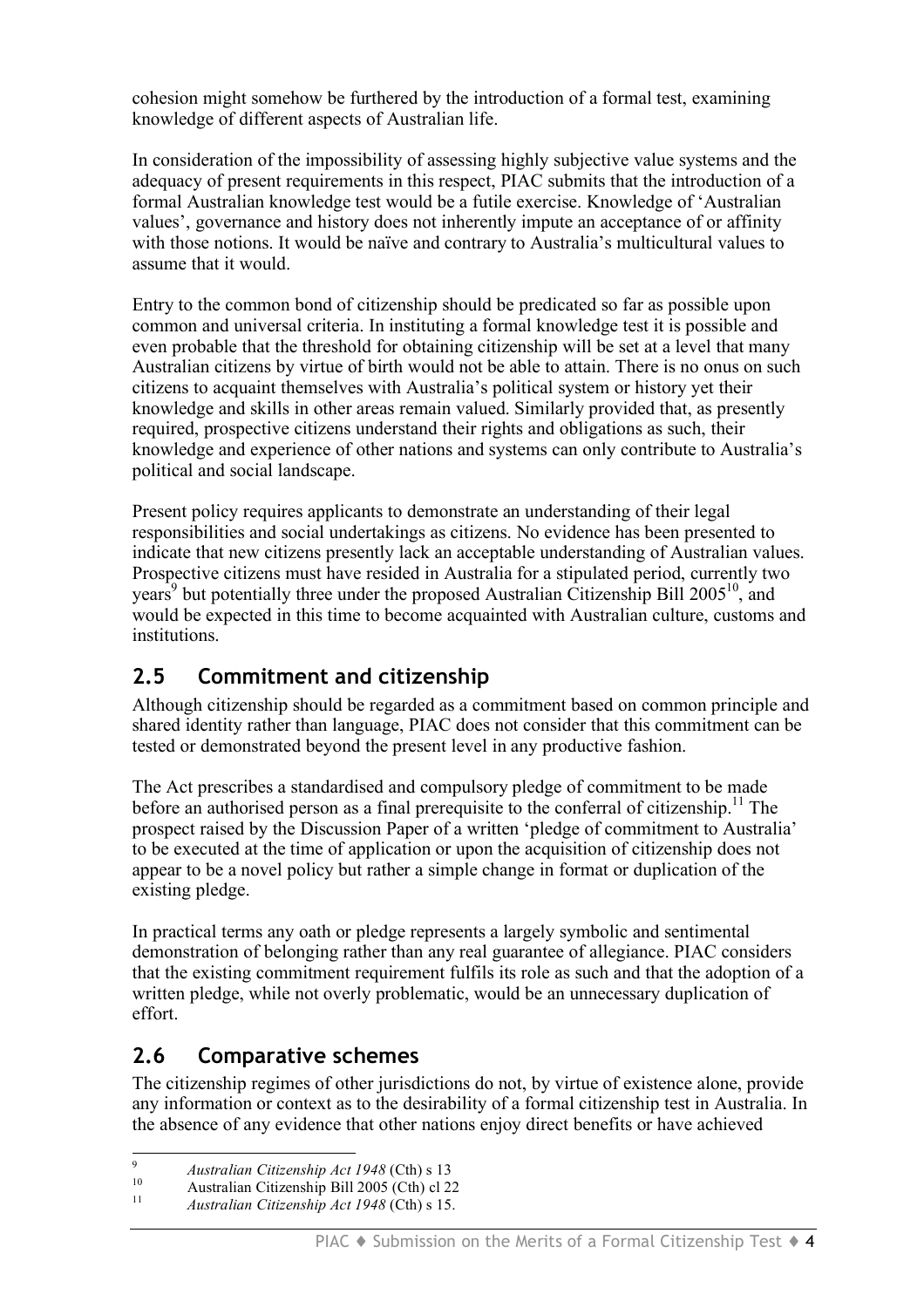cohesion might somehow be furthered by the introduction of a formal test, examining knowledge of different aspects of Australian life.

In consideration of the impossibility of assessing highly subjective value systems and the adequacy of present requirements in this respect, PIAC submits that the introduction of a formal Australian knowledge test would be a futile exercise. Knowledge of 'Australian values', governance and history does not inherently impute an acceptance of or affinity with those notions. It would be naïve and contrary to Australia's multicultural values to assume that it would.

Entry to the common bond of citizenship should be predicated so far as possible upon common and universal criteria. In instituting a formal knowledge test it is possible and even probable that the threshold for obtaining citizenship will be set at a level that many Australian citizens by virtue of birth would not be able to attain. There is no onus on such citizens to acquaint themselves with Australia's political system or history yet their knowledge and skills in other areas remain valued. Similarly provided that, as presently required, prospective citizens understand their rights and obligations as such, their knowledge and experience of other nations and systems can only contribute to Australia's political and social landscape.

Present policy requires applicants to demonstrate an understanding of their legal responsibilities and social undertakings as citizens. No evidence has been presented to indicate that new citizens presently lack an acceptable understanding of Australian values. Prospective citizens must have resided in Australia for a stipulated period, currently two years[9] but potentially three under the proposed Australian Citizenship Bill 2005[10], and would be expected in this time to become acquainted with Australian culture, customs and institutions.

## 2.5 Commitment and citizenship

Although citizenship should be regarded as a commitment based on common principle and shared identity rather than language, PIAC does not consider that this commitment can be tested or demonstrated beyond the present level in any productive fashion.

The Act prescribes a standardised and compulsory pledge of commitment to be made before an authorised person as a final prerequisite to the conferral of citizenship.[11] The prospect raised by the Discussion Paper of a written 'pledge of commitment to Australia' to be executed at the time of application or upon the acquisition of citizenship does not appear to be a novel policy but rather a simple change in format or duplication of the existing pledge.

In practical terms any oath or pledge represents a largely symbolic and sentimental demonstration of belonging rather than any real guarantee of allegiance. PIAC considers that the existing commitment requirement fulfils its role as such and that the adoption of a written pledge, while not overly problematic, would be an unnecessary duplication of effort.

## 2.6 Comparative schemes

The citizenship regimes of other jurisdictions do not, by virtue of existence alone, provide any information or context as to the desirability of a formal citizenship test in Australia. In the absence of any evidence that other nations enjoy direct benefits or have achieved

---

[9] *Australian Citizenship Act 1948* (Cth) s 13

[10] Australian Citizenship Bill 2005 (Cth) cl 22

[11] *Australian Citizenship Act 1948* (Cth) s 15.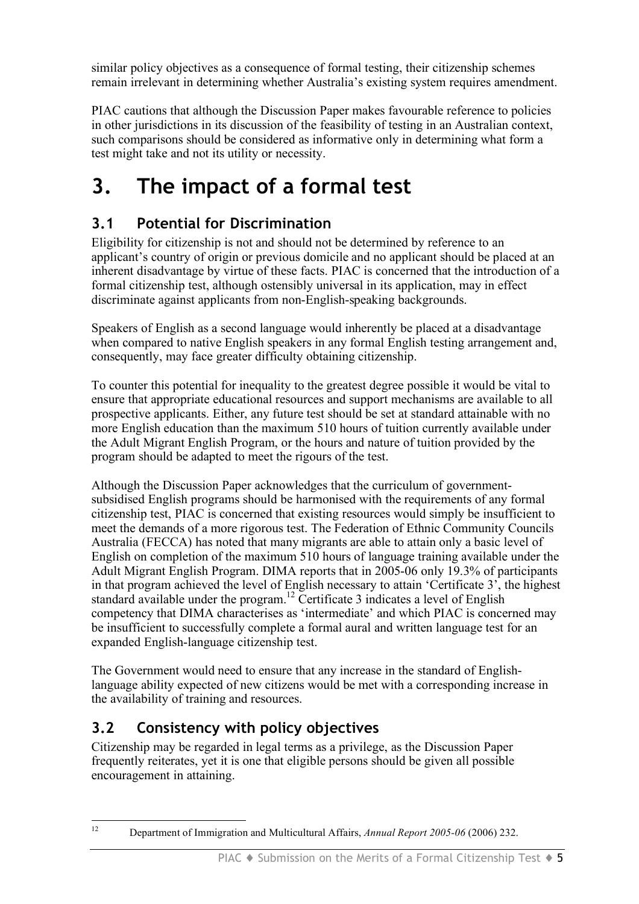similar policy objectives as a consequence of formal testing, their citizenship schemes remain irrelevant in determining whether Australia's existing system requires amendment.

PIAC cautions that although the Discussion Paper makes favourable reference to policies in other jurisdictions in its discussion of the feasibility of testing in an Australian context, such comparisons should be considered as informative only in determining what form a test might take and not its utility or necessity.

# 3. The impact of a formal test

## 3.1 Potential for Discrimination

Eligibility for citizenship is not and should not be determined by reference to an applicant's country of origin or previous domicile and no applicant should be placed at an inherent disadvantage by virtue of these facts. PIAC is concerned that the introduction of a formal citizenship test, although ostensibly universal in its application, may in effect discriminate against applicants from non-English-speaking backgrounds.

Speakers of English as a second language would inherently be placed at a disadvantage when compared to native English speakers in any formal English testing arrangement and, consequently, may face greater difficulty obtaining citizenship.

To counter this potential for inequality to the greatest degree possible it would be vital to ensure that appropriate educational resources and support mechanisms are available to all prospective applicants. Either, any future test should be set at standard attainable with no more English education than the maximum 510 hours of tuition currently available under the Adult Migrant English Program, or the hours and nature of tuition provided by the program should be adapted to meet the rigours of the test.

Although the Discussion Paper acknowledges that the curriculum of government-subsidised English programs should be harmonised with the requirements of any formal citizenship test, PIAC is concerned that existing resources would simply be insufficient to meet the demands of a more rigorous test. The Federation of Ethnic Community Councils Australia (FECCA) has noted that many migrants are able to attain only a basic level of English on completion of the maximum 510 hours of language training available under the Adult Migrant English Program. DIMA reports that in 2005-06 only 19.3% of participants in that program achieved the level of English necessary to attain 'Certificate 3', the highest standard available under the program.[12] Certificate 3 indicates a level of English competency that DIMA characterises as 'intermediate' and which PIAC is concerned may be insufficient to successfully complete a formal aural and written language test for an expanded English-language citizenship test.

The Government would need to ensure that any increase in the standard of English-language ability expected of new citizens would be met with a corresponding increase in the availability of training and resources.

## 3.2 Consistency with policy objectives

Citizenship may be regarded in legal terms as a privilege, as the Discussion Paper frequently reiterates, yet it is one that eligible persons should be given all possible encouragement in attaining.

---

[12] Department of Immigration and Multicultural Affairs, *Annual Report 2005-06* (2006) 232.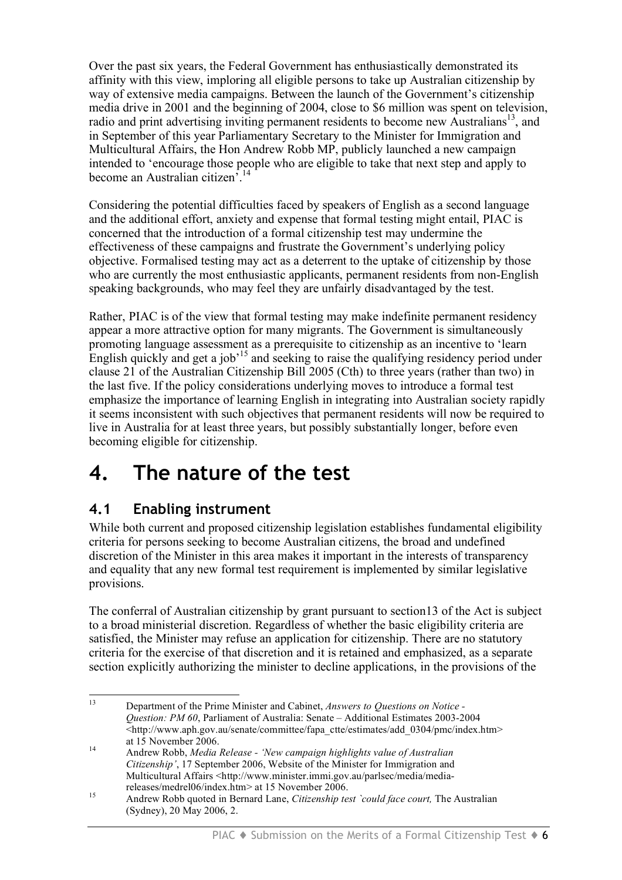Over the past six years, the Federal Government has enthusiastically demonstrated its affinity with this view, imploring all eligible persons to take up Australian citizenship by way of extensive media campaigns. Between the launch of the Government's citizenship media drive in 2001 and the beginning of 2004, close to \$6 million was spent on television, radio and print advertising inviting permanent residents to become new Australians[13], and in September of this year Parliamentary Secretary to the Minister for Immigration and Multicultural Affairs, the Hon Andrew Robb MP, publicly launched a new campaign intended to 'encourage those people who are eligible to take that next step and apply to become an Australian citizen'.[14]

Considering the potential difficulties faced by speakers of English as a second language and the additional effort, anxiety and expense that formal testing might entail, PIAC is concerned that the introduction of a formal citizenship test may undermine the effectiveness of these campaigns and frustrate the Government's underlying policy objective. Formalised testing may act as a deterrent to the uptake of citizenship by those who are currently the most enthusiastic applicants, permanent residents from non-English speaking backgrounds, who may feel they are unfairly disadvantaged by the test.

Rather, PIAC is of the view that formal testing may make indefinite permanent residency appear a more attractive option for many migrants. The Government is simultaneously promoting language assessment as a prerequisite to citizenship as an incentive to 'learn English quickly and get a job'[15] and seeking to raise the qualifying residency period under clause 21 of the Australian Citizenship Bill 2005 (Cth) to three years (rather than two) in the last five. If the policy considerations underlying moves to introduce a formal test emphasize the importance of learning English in integrating into Australian society rapidly it seems inconsistent with such objectives that permanent residents will now be required to live in Australia for at least three years, but possibly substantially longer, before even becoming eligible for citizenship.

# 4. The nature of the test

## 4.1 Enabling instrument

While both current and proposed citizenship legislation establishes fundamental eligibility criteria for persons seeking to become Australian citizens, the broad and undefined discretion of the Minister in this area makes it important in the interests of transparency and equality that any new formal test requirement is implemented by similar legislative provisions.

The conferral of Australian citizenship by grant pursuant to section13 of the Act is subject to a broad ministerial discretion. Regardless of whether the basic eligibility criteria are satisfied, the Minister may refuse an application for citizenship. There are no statutory criteria for the exercise of that discretion and it is retained and emphasized, as a separate section explicitly authorizing the minister to decline applications, in the provisions of the

---

[13] Department of the Prime Minister and Cabinet, *Answers to Questions on Notice - Question: PM 60*, Parliament of Australia: Senate – Additional Estimates 2003-2004 <http://www.aph.gov.au/senate/committee/fapa_ctte/estimates/add_0304/pmc/index.htm> at 15 November 2006.

[14] Andrew Robb, *Media Release - 'New campaign highlights value of Australian Citizenship'*, 17 September 2006, Website of the Minister for Immigration and Multicultural Affairs <http://www.minister.immi.gov.au/parlsec/media/media-releases/medrel06/index.htm> at 15 November 2006.

[15] Andrew Robb quoted in Bernard Lane, *Citizenship test `could face court,* The Australian (Sydney), 20 May 2006, 2.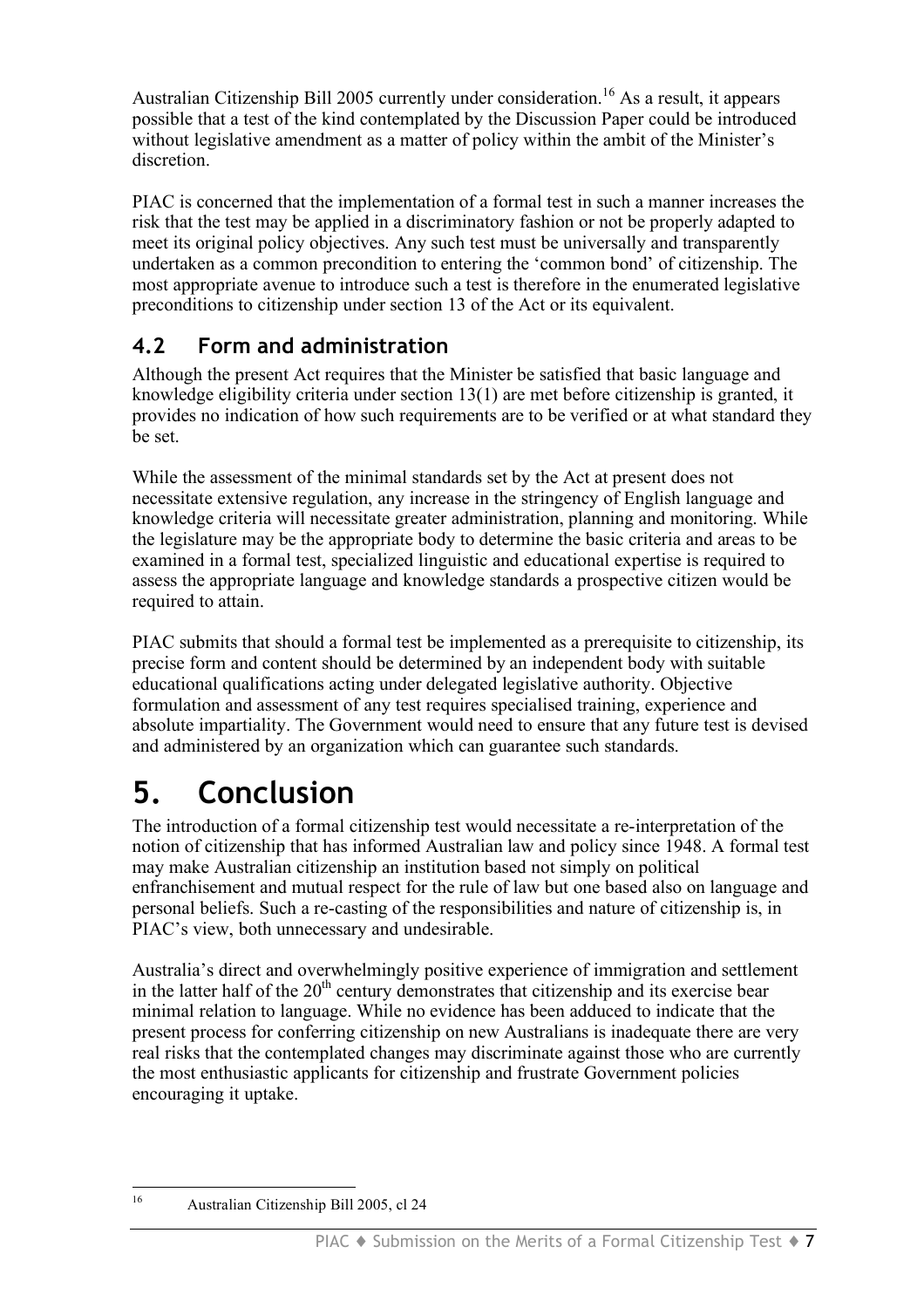Australian Citizenship Bill 2005 currently under consideration.[16] As a result, it appears possible that a test of the kind contemplated by the Discussion Paper could be introduced without legislative amendment as a matter of policy within the ambit of the Minister's discretion.

PIAC is concerned that the implementation of a formal test in such a manner increases the risk that the test may be applied in a discriminatory fashion or not be properly adapted to meet its original policy objectives. Any such test must be universally and transparently undertaken as a common precondition to entering the 'common bond' of citizenship. The most appropriate avenue to introduce such a test is therefore in the enumerated legislative preconditions to citizenship under section 13 of the Act or its equivalent.

## 4.2 Form and administration

Although the present Act requires that the Minister be satisfied that basic language and knowledge eligibility criteria under section 13(1) are met before citizenship is granted, it provides no indication of how such requirements are to be verified or at what standard they be set.

While the assessment of the minimal standards set by the Act at present does not necessitate extensive regulation, any increase in the stringency of English language and knowledge criteria will necessitate greater administration, planning and monitoring. While the legislature may be the appropriate body to determine the basic criteria and areas to be examined in a formal test, specialized linguistic and educational expertise is required to assess the appropriate language and knowledge standards a prospective citizen would be required to attain.

PIAC submits that should a formal test be implemented as a prerequisite to citizenship, its precise form and content should be determined by an independent body with suitable educational qualifications acting under delegated legislative authority. Objective formulation and assessment of any test requires specialised training, experience and absolute impartiality. The Government would need to ensure that any future test is devised and administered by an organization which can guarantee such standards.

# 5. Conclusion

The introduction of a formal citizenship test would necessitate a re-interpretation of the notion of citizenship that has informed Australian law and policy since 1948. A formal test may make Australian citizenship an institution based not simply on political enfranchisement and mutual respect for the rule of law but one based also on language and personal beliefs. Such a re-casting of the responsibilities and nature of citizenship is, in PIAC's view, both unnecessary and undesirable.

Australia's direct and overwhelmingly positive experience of immigration and settlement in the latter half of the 20th century demonstrates that citizenship and its exercise bear minimal relation to language. While no evidence has been adduced to indicate that the present process for conferring citizenship on new Australians is inadequate there are very real risks that the contemplated changes may discriminate against those who are currently the most enthusiastic applicants for citizenship and frustrate Government policies encouraging it uptake.

---

[16] Australian Citizenship Bill 2005, cl 24